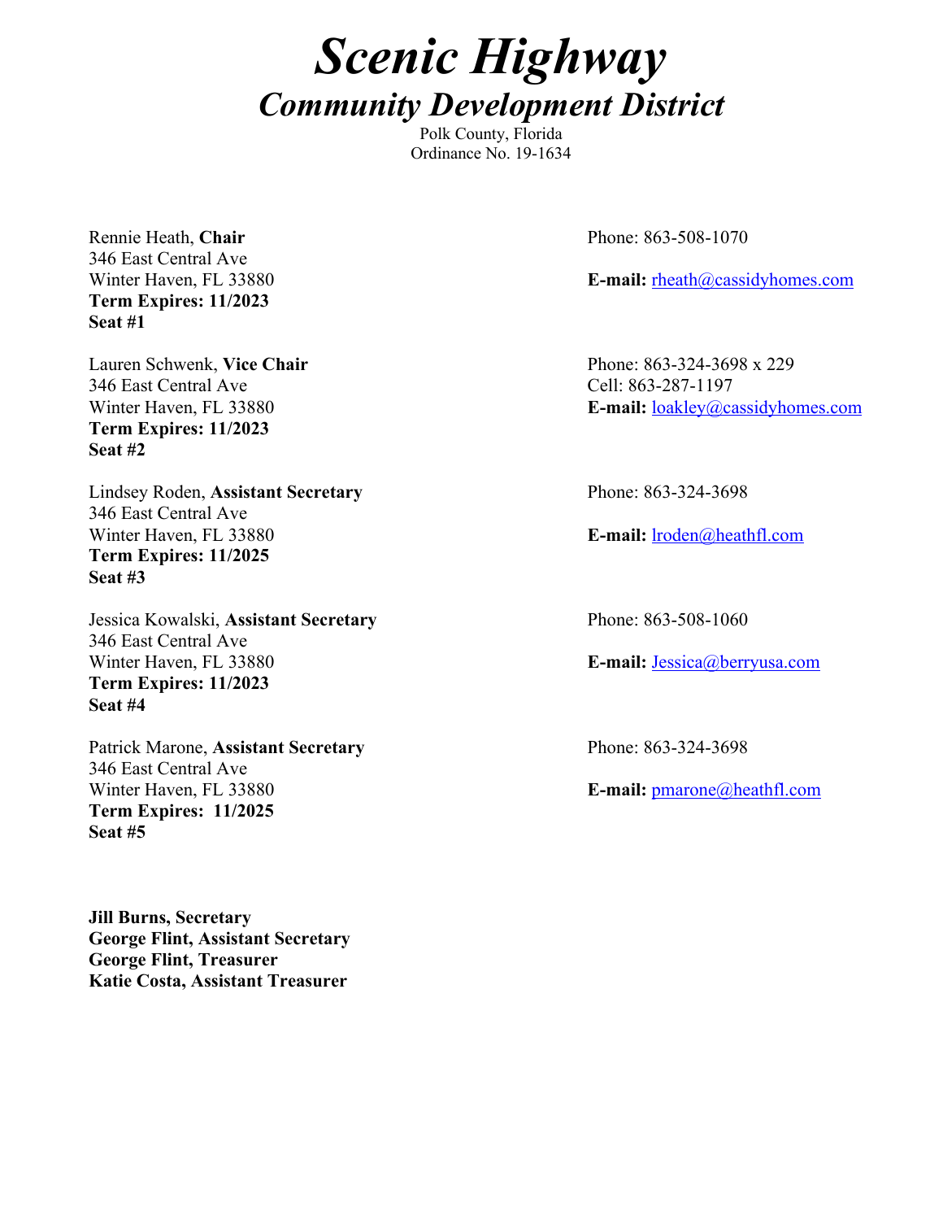# *Scenic Highway*

## *Community Development District*

Polk County, Florida
Ordinance No. 19-1634

Rennie Heath, **Chair**
346 East Central Ave
Winter Haven, FL 33880
**Term Expires: 11/2023**
**Seat #1**

Phone: 863-508-1070
**E-mail:** rheath@cassidyhomes.com

Lauren Schwenk, **Vice Chair**
346 East Central Ave
Winter Haven, FL 33880
**Term Expires: 11/2023**
**Seat #2**

Phone: 863-324-3698 x 229
Cell: 863-287-1197
**E-mail:** loakley@cassidyhomes.com

Lindsey Roden, **Assistant Secretary**
346 East Central Ave
Winter Haven, FL 33880
**Term Expires: 11/2025**
**Seat #3**

Phone: 863-324-3698
**E-mail:** lroden@heathfl.com

Jessica Kowalski, **Assistant Secretary**
346 East Central Ave
Winter Haven, FL 33880
**Term Expires: 11/2023**
**Seat #4**

Phone: 863-508-1060
**E-mail:** Jessica@berryusa.com

Patrick Marone, **Assistant Secretary**
346 East Central Ave
Winter Haven, FL 33880
**Term Expires: 11/2025**
**Seat #5**

Phone: 863-324-3698
**E-mail:** pmarone@heathfl.com

**Jill Burns, Secretary**
**George Flint, Assistant Secretary**
**George Flint, Treasurer**
**Katie Costa, Assistant Treasurer**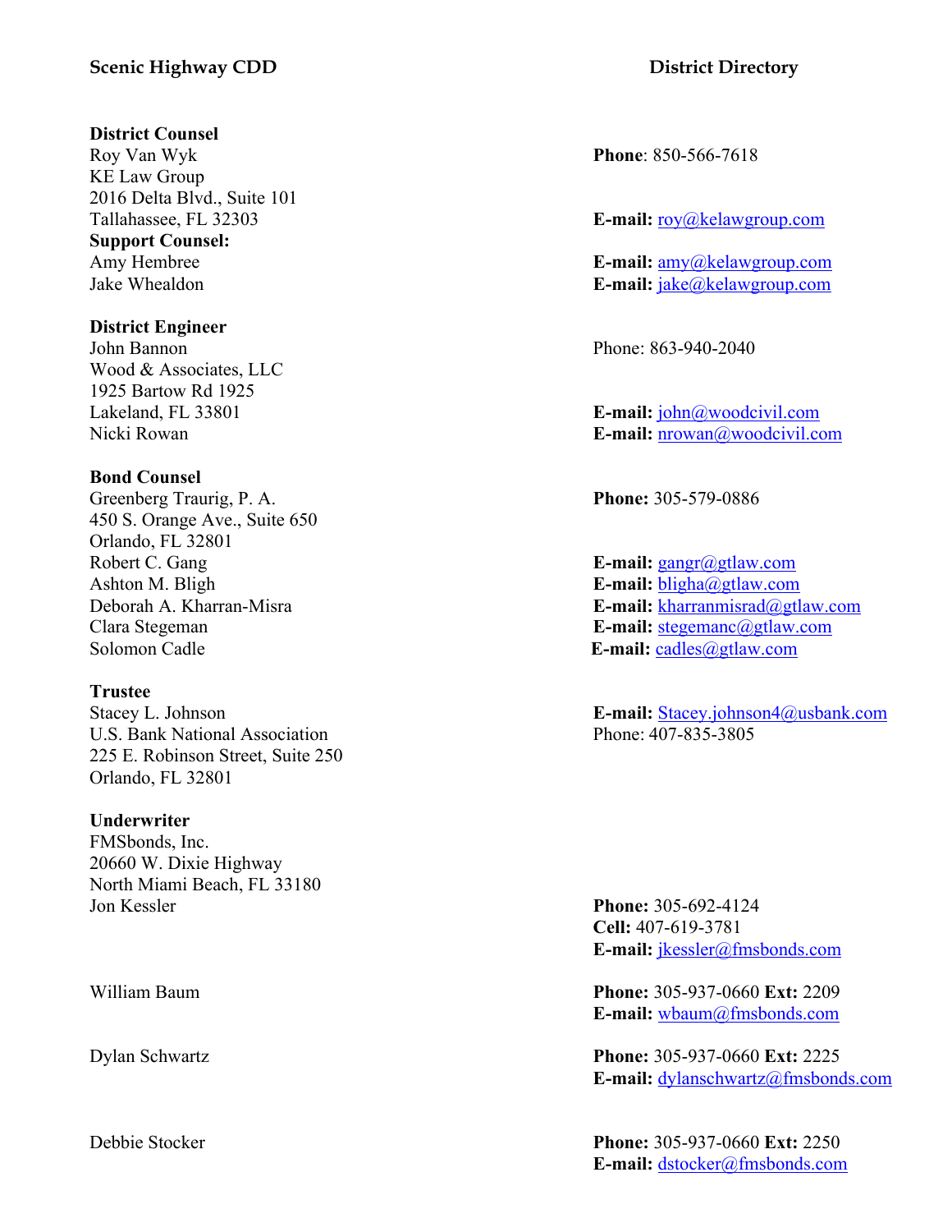**Scenic Highway CDD** **District Directory**

**District Counsel**

Roy Van Wyk — **Phone**: 850-566-7618
KE Law Group
2016 Delta Blvd., Suite 101
Tallahassee, FL 32303 — **E-mail:** roy@kelawgroup.com

**Support Counsel:**

Amy Hembree — **E-mail:** amy@kelawgroup.com
Jake Whealdon — **E-mail:** jake@kelawgroup.com

**District Engineer**

John Bannon — Phone: 863-940-2040
Wood & Associates, LLC
1925 Bartow Rd 1925
Lakeland, FL 33801 — **E-mail:** john@woodcivil.com
Nicki Rowan — **E-mail:** nrowan@woodcivil.com

**Bond Counsel**

Greenberg Traurig, P. A. — **Phone:** 305-579-0886
450 S. Orange Ave., Suite 650
Orlando, FL 32801
Robert C. Gang — **E-mail:** gangr@gtlaw.com
Ashton M. Bligh — **E-mail:** bligha@gtlaw.com
Deborah A. Kharran-Misra — **E-mail:** kharranmisrad@gtlaw.com
Clara Stegeman — **E-mail:** stegemanc@gtlaw.com
Solomon Cadle — **E-mail:** cadles@gtlaw.com

**Trustee**

Stacey L. Johnson — **E-mail:** Stacey.johnson4@usbank.com
U.S. Bank National Association — Phone: 407-835-3805
225 E. Robinson Street, Suite 250
Orlando, FL 32801

**Underwriter**

FMSbonds, Inc.
20660 W. Dixie Highway
North Miami Beach, FL 33180

Jon Kessler — **Phone:** 305-692-4124
**Cell:** 407-619-3781
**E-mail:** jkessler@fmsbonds.com

William Baum — **Phone:** 305-937-0660 **Ext:** 2209
**E-mail:** wbaum@fmsbonds.com

Dylan Schwartz — **Phone:** 305-937-0660 **Ext:** 2225
**E-mail:** dylanschwartz@fmsbonds.com

Debbie Stocker — **Phone:** 305-937-0660 **Ext:** 2250
**E-mail:** dstocker@fmsbonds.com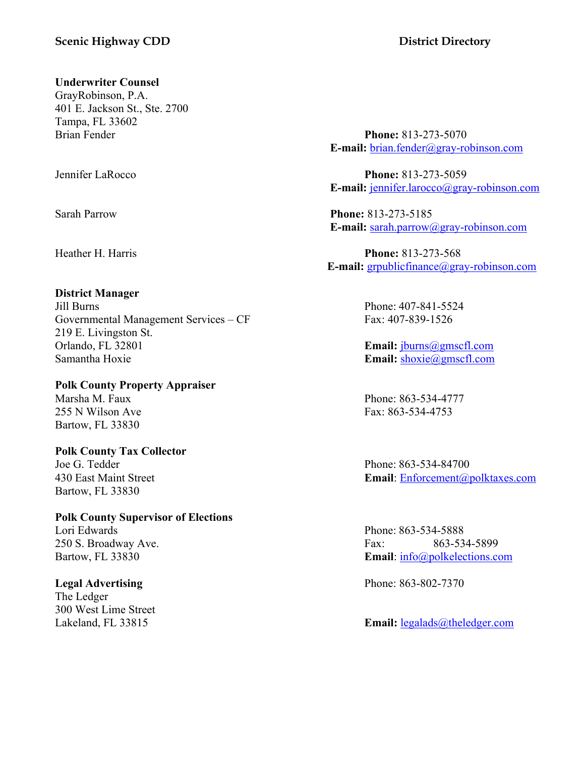**Scenic Highway CDD** **District Directory**

**Underwriter Counsel**
GrayRobinson, P.A.
401 E. Jackson St., Ste. 2700
Tampa, FL 33602

Brian Fender
**Phone:** 813-273-5070
**E-mail:** brian.fender@gray-robinson.com

Jennifer LaRocco
**Phone:** 813-273-5059
**E-mail:** jennifer.larocco@gray-robinson.com

Sarah Parrow
**Phone:** 813-273-5185
**E-mail:** sarah.parrow@gray-robinson.com

Heather H. Harris
**Phone:** 813-273-568
**E-mail:** grpublicfinance@gray-robinson.com

**District Manager**
Jill Burns
Governmental Management Services – CF
219 E. Livingston St.
Orlando, FL 32801
Samantha Hoxie

Phone: 407-841-5524
Fax: 407-839-1526
**Email:** jburns@gmscfl.com
**Email:** shoxie@gmscfl.com

**Polk County Property Appraiser**
Marsha M. Faux
255 N Wilson Ave
Bartow, FL 33830

Phone: 863-534-4777
Fax: 863-534-4753

**Polk County Tax Collector**
Joe G. Tedder
430 East Maint Street
Bartow, FL 33830

Phone: 863-534-84700
**Email**: Enforcement@polktaxes.com

**Polk County Supervisor of Elections**
Lori Edwards
250 S. Broadway Ave.
Bartow, FL 33830

Phone: 863-534-5888
Fax: 863-534-5899
**Email**: info@polkelections.com

**Legal Advertising**
The Ledger
300 West Lime Street
Lakeland, FL 33815

Phone: 863-802-7370
**Email:** legalads@theledger.com